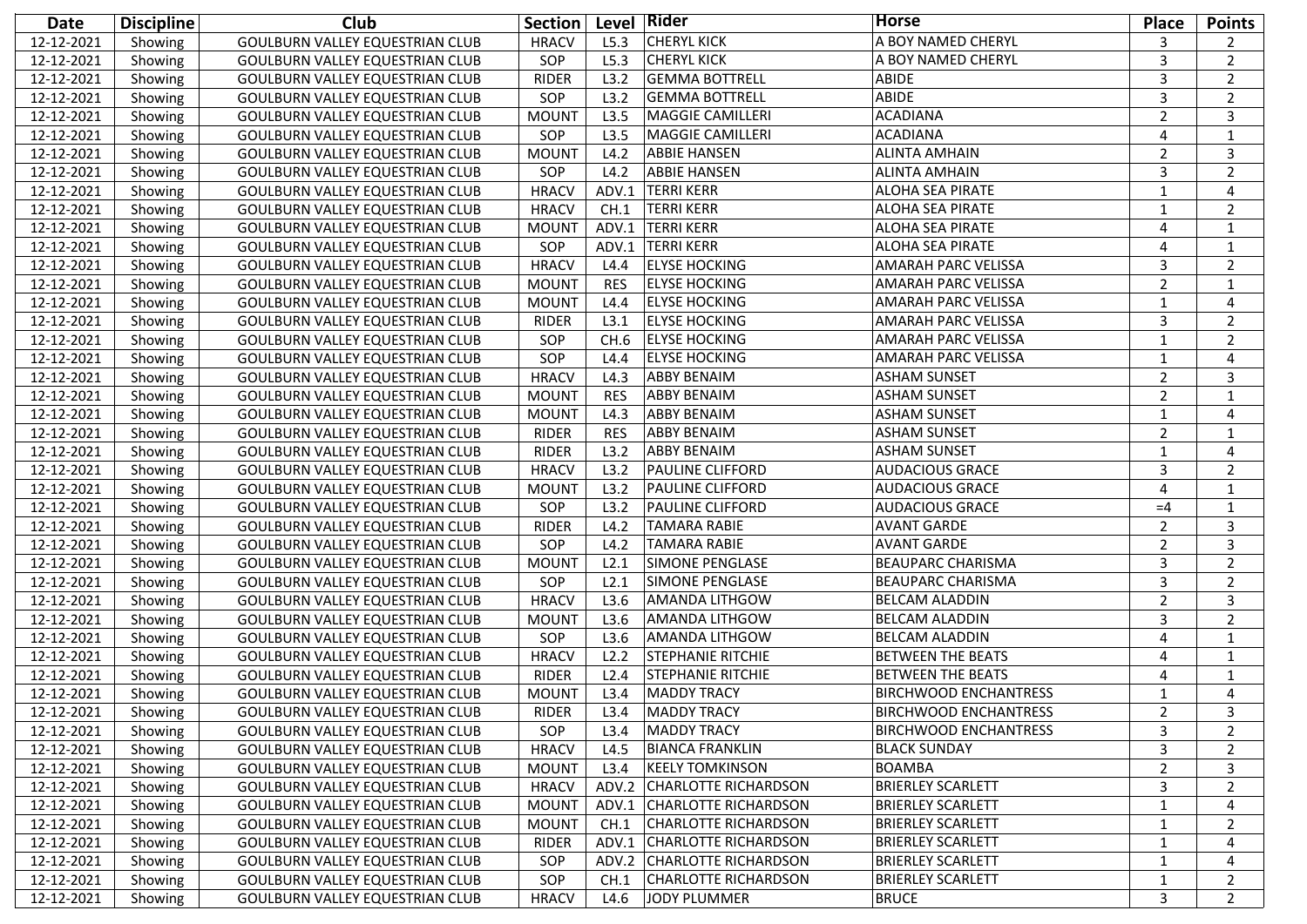| Date | Discipline | Club | Section | Level | Rider | Horse | Place | Points |
|---|---|---|---|---|---|---|---|---|
| 12-12-2021 | Showing | GOULBURN VALLEY EQUESTRIAN CLUB | HRACV | L5.3 | CHERYL KICK | A BOY NAMED CHERYL | 3 | 2 |
| 12-12-2021 | Showing | GOULBURN VALLEY EQUESTRIAN CLUB | SOP | L5.3 | CHERYL KICK | A BOY NAMED CHERYL | 3 | 2 |
| 12-12-2021 | Showing | GOULBURN VALLEY EQUESTRIAN CLUB | RIDER | L3.2 | GEMMA BOTTRELL | ABIDE | 3 | 2 |
| 12-12-2021 | Showing | GOULBURN VALLEY EQUESTRIAN CLUB | SOP | L3.2 | GEMMA BOTTRELL | ABIDE | 3 | 2 |
| 12-12-2021 | Showing | GOULBURN VALLEY EQUESTRIAN CLUB | MOUNT | L3.5 | MAGGIE CAMILLERI | ACADIANA | 2 | 3 |
| 12-12-2021 | Showing | GOULBURN VALLEY EQUESTRIAN CLUB | SOP | L3.5 | MAGGIE CAMILLERI | ACADIANA | 4 | 1 |
| 12-12-2021 | Showing | GOULBURN VALLEY EQUESTRIAN CLUB | MOUNT | L4.2 | ABBIE HANSEN | ALINTA AMHAIN | 2 | 3 |
| 12-12-2021 | Showing | GOULBURN VALLEY EQUESTRIAN CLUB | SOP | L4.2 | ABBIE HANSEN | ALINTA AMHAIN | 3 | 2 |
| 12-12-2021 | Showing | GOULBURN VALLEY EQUESTRIAN CLUB | HRACV | ADV.1 | TERRI KERR | ALOHA SEA PIRATE | 1 | 4 |
| 12-12-2021 | Showing | GOULBURN VALLEY EQUESTRIAN CLUB | HRACV | CH.1 | TERRI KERR | ALOHA SEA PIRATE | 1 | 2 |
| 12-12-2021 | Showing | GOULBURN VALLEY EQUESTRIAN CLUB | MOUNT | ADV.1 | TERRI KERR | ALOHA SEA PIRATE | 4 | 1 |
| 12-12-2021 | Showing | GOULBURN VALLEY EQUESTRIAN CLUB | SOP | ADV.1 | TERRI KERR | ALOHA SEA PIRATE | 4 | 1 |
| 12-12-2021 | Showing | GOULBURN VALLEY EQUESTRIAN CLUB | HRACV | L4.4 | ELYSE HOCKING | AMARAH PARC VELISSA | 3 | 2 |
| 12-12-2021 | Showing | GOULBURN VALLEY EQUESTRIAN CLUB | MOUNT | RES | ELYSE HOCKING | AMARAH PARC VELISSA | 2 | 1 |
| 12-12-2021 | Showing | GOULBURN VALLEY EQUESTRIAN CLUB | MOUNT | L4.4 | ELYSE HOCKING | AMARAH PARC VELISSA | 1 | 4 |
| 12-12-2021 | Showing | GOULBURN VALLEY EQUESTRIAN CLUB | RIDER | L3.1 | ELYSE HOCKING | AMARAH PARC VELISSA | 3 | 2 |
| 12-12-2021 | Showing | GOULBURN VALLEY EQUESTRIAN CLUB | SOP | CH.6 | ELYSE HOCKING | AMARAH PARC VELISSA | 1 | 2 |
| 12-12-2021 | Showing | GOULBURN VALLEY EQUESTRIAN CLUB | SOP | L4.4 | ELYSE HOCKING | AMARAH PARC VELISSA | 1 | 4 |
| 12-12-2021 | Showing | GOULBURN VALLEY EQUESTRIAN CLUB | HRACV | L4.3 | ABBY BENAIM | ASHAM SUNSET | 2 | 3 |
| 12-12-2021 | Showing | GOULBURN VALLEY EQUESTRIAN CLUB | MOUNT | RES | ABBY BENAIM | ASHAM SUNSET | 2 | 1 |
| 12-12-2021 | Showing | GOULBURN VALLEY EQUESTRIAN CLUB | MOUNT | L4.3 | ABBY BENAIM | ASHAM SUNSET | 1 | 4 |
| 12-12-2021 | Showing | GOULBURN VALLEY EQUESTRIAN CLUB | RIDER | RES | ABBY BENAIM | ASHAM SUNSET | 2 | 1 |
| 12-12-2021 | Showing | GOULBURN VALLEY EQUESTRIAN CLUB | RIDER | L3.2 | ABBY BENAIM | ASHAM SUNSET | 1 | 4 |
| 12-12-2021 | Showing | GOULBURN VALLEY EQUESTRIAN CLUB | HRACV | L3.2 | PAULINE CLIFFORD | AUDACIOUS GRACE | 3 | 2 |
| 12-12-2021 | Showing | GOULBURN VALLEY EQUESTRIAN CLUB | MOUNT | L3.2 | PAULINE CLIFFORD | AUDACIOUS GRACE | 4 | 1 |
| 12-12-2021 | Showing | GOULBURN VALLEY EQUESTRIAN CLUB | SOP | L3.2 | PAULINE CLIFFORD | AUDACIOUS GRACE | =4 | 1 |
| 12-12-2021 | Showing | GOULBURN VALLEY EQUESTRIAN CLUB | RIDER | L4.2 | TAMARA RABIE | AVANT GARDE | 2 | 3 |
| 12-12-2021 | Showing | GOULBURN VALLEY EQUESTRIAN CLUB | SOP | L4.2 | TAMARA RABIE | AVANT GARDE | 2 | 3 |
| 12-12-2021 | Showing | GOULBURN VALLEY EQUESTRIAN CLUB | MOUNT | L2.1 | SIMONE PENGLASE | BEAUPARC CHARISMA | 3 | 2 |
| 12-12-2021 | Showing | GOULBURN VALLEY EQUESTRIAN CLUB | SOP | L2.1 | SIMONE PENGLASE | BEAUPARC CHARISMA | 3 | 2 |
| 12-12-2021 | Showing | GOULBURN VALLEY EQUESTRIAN CLUB | HRACV | L3.6 | AMANDA LITHGOW | BELCAM ALADDIN | 2 | 3 |
| 12-12-2021 | Showing | GOULBURN VALLEY EQUESTRIAN CLUB | MOUNT | L3.6 | AMANDA LITHGOW | BELCAM ALADDIN | 3 | 2 |
| 12-12-2021 | Showing | GOULBURN VALLEY EQUESTRIAN CLUB | SOP | L3.6 | AMANDA LITHGOW | BELCAM ALADDIN | 4 | 1 |
| 12-12-2021 | Showing | GOULBURN VALLEY EQUESTRIAN CLUB | HRACV | L2.2 | STEPHANIE RITCHIE | BETWEEN THE BEATS | 4 | 1 |
| 12-12-2021 | Showing | GOULBURN VALLEY EQUESTRIAN CLUB | RIDER | L2.4 | STEPHANIE RITCHIE | BETWEEN THE BEATS | 4 | 1 |
| 12-12-2021 | Showing | GOULBURN VALLEY EQUESTRIAN CLUB | MOUNT | L3.4 | MADDY TRACY | BIRCHWOOD ENCHANTRESS | 1 | 4 |
| 12-12-2021 | Showing | GOULBURN VALLEY EQUESTRIAN CLUB | RIDER | L3.4 | MADDY TRACY | BIRCHWOOD ENCHANTRESS | 2 | 3 |
| 12-12-2021 | Showing | GOULBURN VALLEY EQUESTRIAN CLUB | SOP | L3.4 | MADDY TRACY | BIRCHWOOD ENCHANTRESS | 3 | 2 |
| 12-12-2021 | Showing | GOULBURN VALLEY EQUESTRIAN CLUB | HRACV | L4.5 | BIANCA FRANKLIN | BLACK SUNDAY | 3 | 2 |
| 12-12-2021 | Showing | GOULBURN VALLEY EQUESTRIAN CLUB | MOUNT | L3.4 | KEELY TOMKINSON | BOAMBA | 2 | 3 |
| 12-12-2021 | Showing | GOULBURN VALLEY EQUESTRIAN CLUB | HRACV | ADV.2 | CHARLOTTE RICHARDSON | BRIERLEY SCARLETT | 3 | 2 |
| 12-12-2021 | Showing | GOULBURN VALLEY EQUESTRIAN CLUB | MOUNT | ADV.1 | CHARLOTTE RICHARDSON | BRIERLEY SCARLETT | 1 | 4 |
| 12-12-2021 | Showing | GOULBURN VALLEY EQUESTRIAN CLUB | MOUNT | CH.1 | CHARLOTTE RICHARDSON | BRIERLEY SCARLETT | 1 | 2 |
| 12-12-2021 | Showing | GOULBURN VALLEY EQUESTRIAN CLUB | RIDER | ADV.1 | CHARLOTTE RICHARDSON | BRIERLEY SCARLETT | 1 | 4 |
| 12-12-2021 | Showing | GOULBURN VALLEY EQUESTRIAN CLUB | SOP | ADV.2 | CHARLOTTE RICHARDSON | BRIERLEY SCARLETT | 1 | 4 |
| 12-12-2021 | Showing | GOULBURN VALLEY EQUESTRIAN CLUB | SOP | CH.1 | CHARLOTTE RICHARDSON | BRIERLEY SCARLETT | 1 | 2 |
| 12-12-2021 | Showing | GOULBURN VALLEY EQUESTRIAN CLUB | HRACV | L4.6 | JODY PLUMMER | BRUCE | 3 | 2 |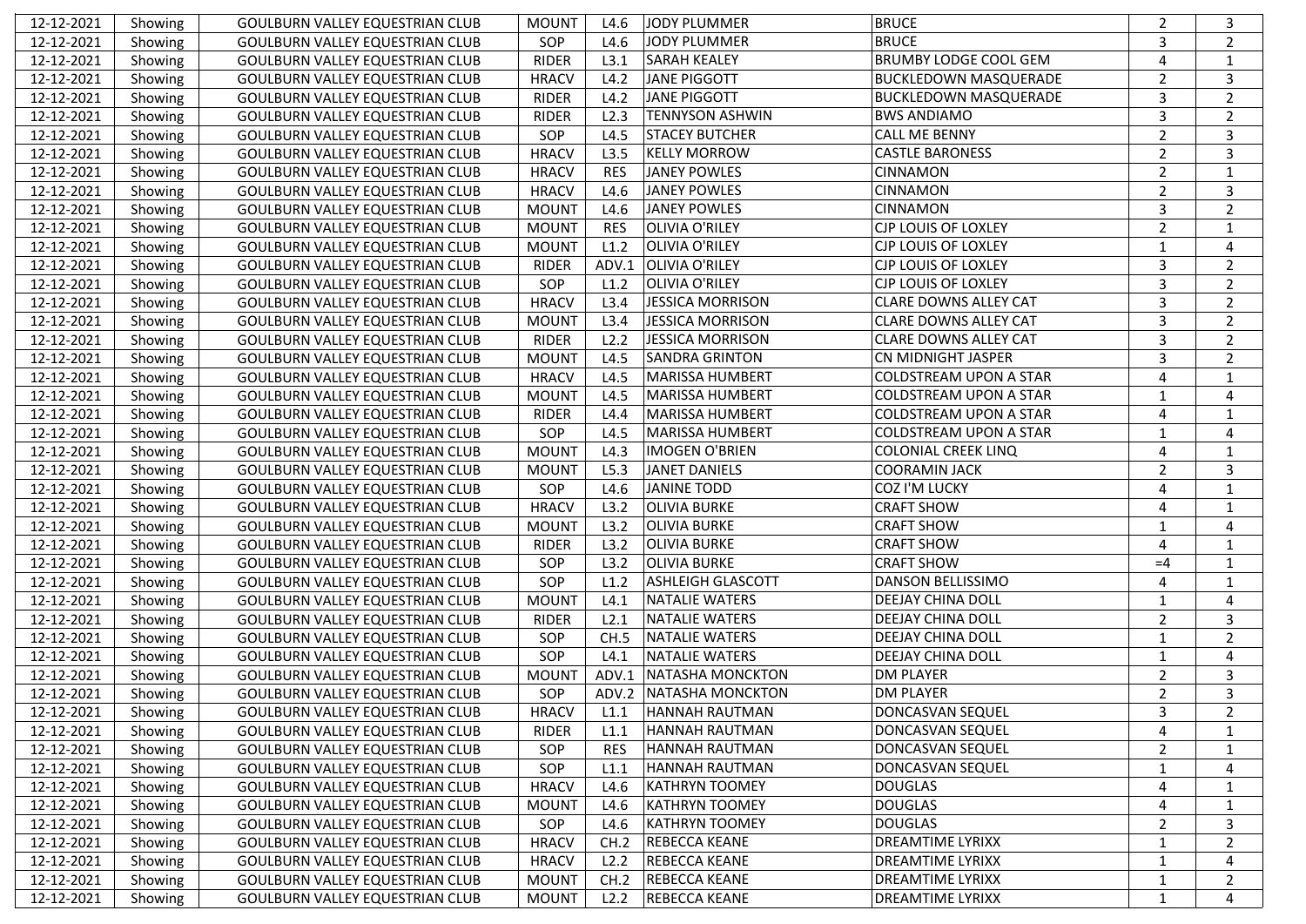| | | | | | | | | |
|---|---|---|---|---|---|---|---|---|
| 12-12-2021 | Showing | GOULBURN VALLEY EQUESTRIAN CLUB | MOUNT | L4.6 | JODY PLUMMER | BRUCE | 2 | 3 |
| 12-12-2021 | Showing | GOULBURN VALLEY EQUESTRIAN CLUB | SOP | L4.6 | JODY PLUMMER | BRUCE | 3 | 2 |
| 12-12-2021 | Showing | GOULBURN VALLEY EQUESTRIAN CLUB | RIDER | L3.1 | SARAH KEALEY | BRUMBY LODGE COOL GEM | 4 | 1 |
| 12-12-2021 | Showing | GOULBURN VALLEY EQUESTRIAN CLUB | HRACV | L4.2 | JANE PIGGOTT | BUCKLEDOWN MASQUERADE | 2 | 3 |
| 12-12-2021 | Showing | GOULBURN VALLEY EQUESTRIAN CLUB | RIDER | L4.2 | JANE PIGGOTT | BUCKLEDOWN MASQUERADE | 3 | 2 |
| 12-12-2021 | Showing | GOULBURN VALLEY EQUESTRIAN CLUB | RIDER | L2.3 | TENNYSON ASHWIN | BWS ANDIAMO | 3 | 2 |
| 12-12-2021 | Showing | GOULBURN VALLEY EQUESTRIAN CLUB | SOP | L4.5 | STACEY BUTCHER | CALL ME BENNY | 2 | 3 |
| 12-12-2021 | Showing | GOULBURN VALLEY EQUESTRIAN CLUB | HRACV | L3.5 | KELLY MORROW | CASTLE BARONESS | 2 | 3 |
| 12-12-2021 | Showing | GOULBURN VALLEY EQUESTRIAN CLUB | HRACV | RES | JANEY POWLES | CINNAMON | 2 | 1 |
| 12-12-2021 | Showing | GOULBURN VALLEY EQUESTRIAN CLUB | HRACV | L4.6 | JANEY POWLES | CINNAMON | 2 | 3 |
| 12-12-2021 | Showing | GOULBURN VALLEY EQUESTRIAN CLUB | MOUNT | L4.6 | JANEY POWLES | CINNAMON | 3 | 2 |
| 12-12-2021 | Showing | GOULBURN VALLEY EQUESTRIAN CLUB | MOUNT | RES | OLIVIA O'RILEY | CJP LOUIS OF LOXLEY | 2 | 1 |
| 12-12-2021 | Showing | GOULBURN VALLEY EQUESTRIAN CLUB | MOUNT | L1.2 | OLIVIA O'RILEY | CJP LOUIS OF LOXLEY | 1 | 4 |
| 12-12-2021 | Showing | GOULBURN VALLEY EQUESTRIAN CLUB | RIDER | ADV.1 | OLIVIA O'RILEY | CJP LOUIS OF LOXLEY | 3 | 2 |
| 12-12-2021 | Showing | GOULBURN VALLEY EQUESTRIAN CLUB | SOP | L1.2 | OLIVIA O'RILEY | CJP LOUIS OF LOXLEY | 3 | 2 |
| 12-12-2021 | Showing | GOULBURN VALLEY EQUESTRIAN CLUB | HRACV | L3.4 | JESSICA MORRISON | CLARE DOWNS ALLEY CAT | 3 | 2 |
| 12-12-2021 | Showing | GOULBURN VALLEY EQUESTRIAN CLUB | MOUNT | L3.4 | JESSICA MORRISON | CLARE DOWNS ALLEY CAT | 3 | 2 |
| 12-12-2021 | Showing | GOULBURN VALLEY EQUESTRIAN CLUB | RIDER | L2.2 | JESSICA MORRISON | CLARE DOWNS ALLEY CAT | 3 | 2 |
| 12-12-2021 | Showing | GOULBURN VALLEY EQUESTRIAN CLUB | MOUNT | L4.5 | SANDRA GRINTON | CN MIDNIGHT JASPER | 3 | 2 |
| 12-12-2021 | Showing | GOULBURN VALLEY EQUESTRIAN CLUB | HRACV | L4.5 | MARISSA HUMBERT | COLDSTREAM UPON A STAR | 4 | 1 |
| 12-12-2021 | Showing | GOULBURN VALLEY EQUESTRIAN CLUB | MOUNT | L4.5 | MARISSA HUMBERT | COLDSTREAM UPON A STAR | 1 | 4 |
| 12-12-2021 | Showing | GOULBURN VALLEY EQUESTRIAN CLUB | RIDER | L4.4 | MARISSA HUMBERT | COLDSTREAM UPON A STAR | 4 | 1 |
| 12-12-2021 | Showing | GOULBURN VALLEY EQUESTRIAN CLUB | SOP | L4.5 | MARISSA HUMBERT | COLDSTREAM UPON A STAR | 1 | 4 |
| 12-12-2021 | Showing | GOULBURN VALLEY EQUESTRIAN CLUB | MOUNT | L4.3 | IMOGEN O'BRIEN | COLONIAL CREEK LINQ | 4 | 1 |
| 12-12-2021 | Showing | GOULBURN VALLEY EQUESTRIAN CLUB | MOUNT | L5.3 | JANET DANIELS | COORAMIN JACK | 2 | 3 |
| 12-12-2021 | Showing | GOULBURN VALLEY EQUESTRIAN CLUB | SOP | L4.6 | JANINE TODD | COZ I'M LUCKY | 4 | 1 |
| 12-12-2021 | Showing | GOULBURN VALLEY EQUESTRIAN CLUB | HRACV | L3.2 | OLIVIA BURKE | CRAFT SHOW | 4 | 1 |
| 12-12-2021 | Showing | GOULBURN VALLEY EQUESTRIAN CLUB | MOUNT | L3.2 | OLIVIA BURKE | CRAFT SHOW | 1 | 4 |
| 12-12-2021 | Showing | GOULBURN VALLEY EQUESTRIAN CLUB | RIDER | L3.2 | OLIVIA BURKE | CRAFT SHOW | 4 | 1 |
| 12-12-2021 | Showing | GOULBURN VALLEY EQUESTRIAN CLUB | SOP | L3.2 | OLIVIA BURKE | CRAFT SHOW | =4 | 1 |
| 12-12-2021 | Showing | GOULBURN VALLEY EQUESTRIAN CLUB | SOP | L1.2 | ASHLEIGH GLASCOTT | DANSON BELLISSIMO | 4 | 1 |
| 12-12-2021 | Showing | GOULBURN VALLEY EQUESTRIAN CLUB | MOUNT | L4.1 | NATALIE WATERS | DEEJAY CHINA DOLL | 1 | 4 |
| 12-12-2021 | Showing | GOULBURN VALLEY EQUESTRIAN CLUB | RIDER | L2.1 | NATALIE WATERS | DEEJAY CHINA DOLL | 2 | 3 |
| 12-12-2021 | Showing | GOULBURN VALLEY EQUESTRIAN CLUB | SOP | CH.5 | NATALIE WATERS | DEEJAY CHINA DOLL | 1 | 2 |
| 12-12-2021 | Showing | GOULBURN VALLEY EQUESTRIAN CLUB | SOP | L4.1 | NATALIE WATERS | DEEJAY CHINA DOLL | 1 | 4 |
| 12-12-2021 | Showing | GOULBURN VALLEY EQUESTRIAN CLUB | MOUNT | ADV.1 | NATASHA MONCKTON | DM PLAYER | 2 | 3 |
| 12-12-2021 | Showing | GOULBURN VALLEY EQUESTRIAN CLUB | SOP | ADV.2 | NATASHA MONCKTON | DM PLAYER | 2 | 3 |
| 12-12-2021 | Showing | GOULBURN VALLEY EQUESTRIAN CLUB | HRACV | L1.1 | HANNAH RAUTMAN | DONCASVAN SEQUEL | 3 | 2 |
| 12-12-2021 | Showing | GOULBURN VALLEY EQUESTRIAN CLUB | RIDER | L1.1 | HANNAH RAUTMAN | DONCASVAN SEQUEL | 4 | 1 |
| 12-12-2021 | Showing | GOULBURN VALLEY EQUESTRIAN CLUB | SOP | RES | HANNAH RAUTMAN | DONCASVAN SEQUEL | 2 | 1 |
| 12-12-2021 | Showing | GOULBURN VALLEY EQUESTRIAN CLUB | SOP | L1.1 | HANNAH RAUTMAN | DONCASVAN SEQUEL | 1 | 4 |
| 12-12-2021 | Showing | GOULBURN VALLEY EQUESTRIAN CLUB | HRACV | L4.6 | KATHRYN TOOMEY | DOUGLAS | 4 | 1 |
| 12-12-2021 | Showing | GOULBURN VALLEY EQUESTRIAN CLUB | MOUNT | L4.6 | KATHRYN TOOMEY | DOUGLAS | 4 | 1 |
| 12-12-2021 | Showing | GOULBURN VALLEY EQUESTRIAN CLUB | SOP | L4.6 | KATHRYN TOOMEY | DOUGLAS | 2 | 3 |
| 12-12-2021 | Showing | GOULBURN VALLEY EQUESTRIAN CLUB | HRACV | CH.2 | REBECCA KEANE | DREAMTIME LYRIXX | 1 | 2 |
| 12-12-2021 | Showing | GOULBURN VALLEY EQUESTRIAN CLUB | HRACV | L2.2 | REBECCA KEANE | DREAMTIME LYRIXX | 1 | 4 |
| 12-12-2021 | Showing | GOULBURN VALLEY EQUESTRIAN CLUB | MOUNT | CH.2 | REBECCA KEANE | DREAMTIME LYRIXX | 1 | 2 |
| 12-12-2021 | Showing | GOULBURN VALLEY EQUESTRIAN CLUB | MOUNT | L2.2 | REBECCA KEANE | DREAMTIME LYRIXX | 1 | 4 |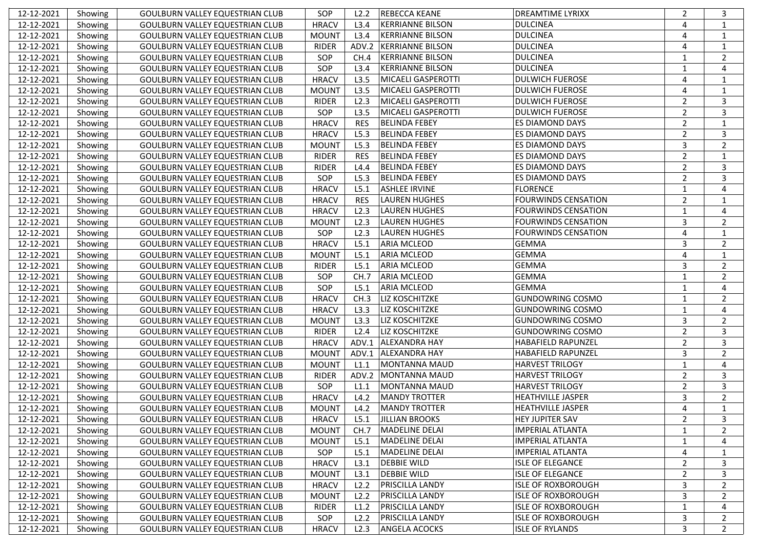| | | | | | | | | |
|---|---|---|---|---|---|---|---|---|
| 12-12-2021 | Showing | GOULBURN VALLEY EQUESTRIAN CLUB | SOP | L2.2 | REBECCA KEANE | DREAMTIME LYRIXX | 2 | 3 |
| 12-12-2021 | Showing | GOULBURN VALLEY EQUESTRIAN CLUB | HRACV | L3.4 | KERRIANNE BILSON | DULCINEA | 4 | 1 |
| 12-12-2021 | Showing | GOULBURN VALLEY EQUESTRIAN CLUB | MOUNT | L3.4 | KERRIANNE BILSON | DULCINEA | 4 | 1 |
| 12-12-2021 | Showing | GOULBURN VALLEY EQUESTRIAN CLUB | RIDER | ADV.2 | KERRIANNE BILSON | DULCINEA | 4 | 1 |
| 12-12-2021 | Showing | GOULBURN VALLEY EQUESTRIAN CLUB | SOP | CH.4 | KERRIANNE BILSON | DULCINEA | 1 | 2 |
| 12-12-2021 | Showing | GOULBURN VALLEY EQUESTRIAN CLUB | SOP | L3.4 | KERRIANNE BILSON | DULCINEA | 1 | 4 |
| 12-12-2021 | Showing | GOULBURN VALLEY EQUESTRIAN CLUB | HRACV | L3.5 | MICAELI GASPEROTTI | DULWICH FUEROSE | 4 | 1 |
| 12-12-2021 | Showing | GOULBURN VALLEY EQUESTRIAN CLUB | MOUNT | L3.5 | MICAELI GASPEROTTI | DULWICH FUEROSE | 4 | 1 |
| 12-12-2021 | Showing | GOULBURN VALLEY EQUESTRIAN CLUB | RIDER | L2.3 | MICAELI GASPEROTTI | DULWICH FUEROSE | 2 | 3 |
| 12-12-2021 | Showing | GOULBURN VALLEY EQUESTRIAN CLUB | SOP | L3.5 | MICAELI GASPEROTTI | DULWICH FUEROSE | 2 | 3 |
| 12-12-2021 | Showing | GOULBURN VALLEY EQUESTRIAN CLUB | HRACV | RES | BELINDA FEBEY | ES DIAMOND DAYS | 2 | 1 |
| 12-12-2021 | Showing | GOULBURN VALLEY EQUESTRIAN CLUB | HRACV | L5.3 | BELINDA FEBEY | ES DIAMOND DAYS | 2 | 3 |
| 12-12-2021 | Showing | GOULBURN VALLEY EQUESTRIAN CLUB | MOUNT | L5.3 | BELINDA FEBEY | ES DIAMOND DAYS | 3 | 2 |
| 12-12-2021 | Showing | GOULBURN VALLEY EQUESTRIAN CLUB | RIDER | RES | BELINDA FEBEY | ES DIAMOND DAYS | 2 | 1 |
| 12-12-2021 | Showing | GOULBURN VALLEY EQUESTRIAN CLUB | RIDER | L4.4 | BELINDA FEBEY | ES DIAMOND DAYS | 2 | 3 |
| 12-12-2021 | Showing | GOULBURN VALLEY EQUESTRIAN CLUB | SOP | L5.3 | BELINDA FEBEY | ES DIAMOND DAYS | 2 | 3 |
| 12-12-2021 | Showing | GOULBURN VALLEY EQUESTRIAN CLUB | HRACV | L5.1 | ASHLEE IRVINE | FLORENCE | 1 | 4 |
| 12-12-2021 | Showing | GOULBURN VALLEY EQUESTRIAN CLUB | HRACV | RES | LAUREN HUGHES | FOURWINDS CENSATION | 2 | 1 |
| 12-12-2021 | Showing | GOULBURN VALLEY EQUESTRIAN CLUB | HRACV | L2.3 | LAUREN HUGHES | FOURWINDS CENSATION | 1 | 4 |
| 12-12-2021 | Showing | GOULBURN VALLEY EQUESTRIAN CLUB | MOUNT | L2.3 | LAUREN HUGHES | FOURWINDS CENSATION | 3 | 2 |
| 12-12-2021 | Showing | GOULBURN VALLEY EQUESTRIAN CLUB | SOP | L2.3 | LAUREN HUGHES | FOURWINDS CENSATION | 4 | 1 |
| 12-12-2021 | Showing | GOULBURN VALLEY EQUESTRIAN CLUB | HRACV | L5.1 | ARIA MCLEOD | GEMMA | 3 | 2 |
| 12-12-2021 | Showing | GOULBURN VALLEY EQUESTRIAN CLUB | MOUNT | L5.1 | ARIA MCLEOD | GEMMA | 4 | 1 |
| 12-12-2021 | Showing | GOULBURN VALLEY EQUESTRIAN CLUB | RIDER | L5.1 | ARIA MCLEOD | GEMMA | 3 | 2 |
| 12-12-2021 | Showing | GOULBURN VALLEY EQUESTRIAN CLUB | SOP | CH.7 | ARIA MCLEOD | GEMMA | 1 | 2 |
| 12-12-2021 | Showing | GOULBURN VALLEY EQUESTRIAN CLUB | SOP | L5.1 | ARIA MCLEOD | GEMMA | 1 | 4 |
| 12-12-2021 | Showing | GOULBURN VALLEY EQUESTRIAN CLUB | HRACV | CH.3 | LIZ KOSCHITZKE | GUNDOWRING COSMO | 1 | 2 |
| 12-12-2021 | Showing | GOULBURN VALLEY EQUESTRIAN CLUB | HRACV | L3.3 | LIZ KOSCHITZKE | GUNDOWRING COSMO | 1 | 4 |
| 12-12-2021 | Showing | GOULBURN VALLEY EQUESTRIAN CLUB | MOUNT | L3.3 | LIZ KOSCHITZKE | GUNDOWRING COSMO | 3 | 2 |
| 12-12-2021 | Showing | GOULBURN VALLEY EQUESTRIAN CLUB | RIDER | L2.4 | LIZ KOSCHITZKE | GUNDOWRING COSMO | 2 | 3 |
| 12-12-2021 | Showing | GOULBURN VALLEY EQUESTRIAN CLUB | HRACV | ADV.1 | ALEXANDRA HAY | HABAFIELD RAPUNZEL | 2 | 3 |
| 12-12-2021 | Showing | GOULBURN VALLEY EQUESTRIAN CLUB | MOUNT | ADV.1 | ALEXANDRA HAY | HABAFIELD RAPUNZEL | 3 | 2 |
| 12-12-2021 | Showing | GOULBURN VALLEY EQUESTRIAN CLUB | MOUNT | L1.1 | MONTANNA MAUD | HARVEST TRILOGY | 1 | 4 |
| 12-12-2021 | Showing | GOULBURN VALLEY EQUESTRIAN CLUB | RIDER | ADV.2 | MONTANNA MAUD | HARVEST TRILOGY | 2 | 3 |
| 12-12-2021 | Showing | GOULBURN VALLEY EQUESTRIAN CLUB | SOP | L1.1 | MONTANNA MAUD | HARVEST TRILOGY | 2 | 3 |
| 12-12-2021 | Showing | GOULBURN VALLEY EQUESTRIAN CLUB | HRACV | L4.2 | MANDY TROTTER | HEATHVILLE JASPER | 3 | 2 |
| 12-12-2021 | Showing | GOULBURN VALLEY EQUESTRIAN CLUB | MOUNT | L4.2 | MANDY TROTTER | HEATHVILLE JASPER | 4 | 1 |
| 12-12-2021 | Showing | GOULBURN VALLEY EQUESTRIAN CLUB | HRACV | L5.1 | JILLIAN BROOKS | HEY JUPITER SAV | 2 | 3 |
| 12-12-2021 | Showing | GOULBURN VALLEY EQUESTRIAN CLUB | MOUNT | CH.7 | MADELINE DELAI | IMPERIAL ATLANTA | 1 | 2 |
| 12-12-2021 | Showing | GOULBURN VALLEY EQUESTRIAN CLUB | MOUNT | L5.1 | MADELINE DELAI | IMPERIAL ATLANTA | 1 | 4 |
| 12-12-2021 | Showing | GOULBURN VALLEY EQUESTRIAN CLUB | SOP | L5.1 | MADELINE DELAI | IMPERIAL ATLANTA | 4 | 1 |
| 12-12-2021 | Showing | GOULBURN VALLEY EQUESTRIAN CLUB | HRACV | L3.1 | DEBBIE WILD | ISLE OF ELEGANCE | 2 | 3 |
| 12-12-2021 | Showing | GOULBURN VALLEY EQUESTRIAN CLUB | MOUNT | L3.1 | DEBBIE WILD | ISLE OF ELEGANCE | 2 | 3 |
| 12-12-2021 | Showing | GOULBURN VALLEY EQUESTRIAN CLUB | HRACV | L2.2 | PRISCILLA LANDY | ISLE OF ROXBOROUGH | 3 | 2 |
| 12-12-2021 | Showing | GOULBURN VALLEY EQUESTRIAN CLUB | MOUNT | L2.2 | PRISCILLA LANDY | ISLE OF ROXBOROUGH | 3 | 2 |
| 12-12-2021 | Showing | GOULBURN VALLEY EQUESTRIAN CLUB | RIDER | L1.2 | PRISCILLA LANDY | ISLE OF ROXBOROUGH | 1 | 4 |
| 12-12-2021 | Showing | GOULBURN VALLEY EQUESTRIAN CLUB | SOP | L2.2 | PRISCILLA LANDY | ISLE OF ROXBOROUGH | 3 | 2 |
| 12-12-2021 | Showing | GOULBURN VALLEY EQUESTRIAN CLUB | HRACV | L2.3 | ANGELA ACOCKS | ISLE OF RYLANDS | 3 | 2 |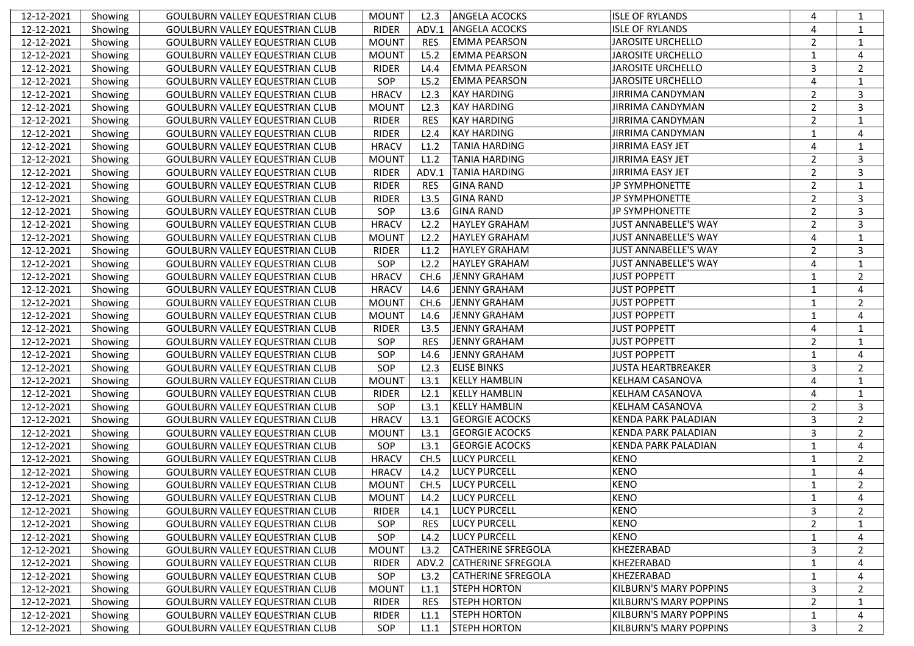| 12-12-2021 | Showing | GOULBURN VALLEY EQUESTRIAN CLUB | MOUNT | L2.3 | ANGELA ACOCKS | ISLE OF RYLANDS | 4 | 1 |
|---|---|---|---|---|---|---|---|---|
| 12-12-2021 | Showing | GOULBURN VALLEY EQUESTRIAN CLUB | RIDER | ADV.1 | ANGELA ACOCKS | ISLE OF RYLANDS | 4 | 1 |
| 12-12-2021 | Showing | GOULBURN VALLEY EQUESTRIAN CLUB | MOUNT | RES | EMMA PEARSON | JAROSITE URCHELLO | 2 | 1 |
| 12-12-2021 | Showing | GOULBURN VALLEY EQUESTRIAN CLUB | MOUNT | L5.2 | EMMA PEARSON | JAROSITE URCHELLO | 1 | 4 |
| 12-12-2021 | Showing | GOULBURN VALLEY EQUESTRIAN CLUB | RIDER | L4.4 | EMMA PEARSON | JAROSITE URCHELLO | 3 | 2 |
| 12-12-2021 | Showing | GOULBURN VALLEY EQUESTRIAN CLUB | SOP | L5.2 | EMMA PEARSON | JAROSITE URCHELLO | 4 | 1 |
| 12-12-2021 | Showing | GOULBURN VALLEY EQUESTRIAN CLUB | HRACV | L2.3 | KAY HARDING | JIRRIMA CANDYMAN | 2 | 3 |
| 12-12-2021 | Showing | GOULBURN VALLEY EQUESTRIAN CLUB | MOUNT | L2.3 | KAY HARDING | JIRRIMA CANDYMAN | 2 | 3 |
| 12-12-2021 | Showing | GOULBURN VALLEY EQUESTRIAN CLUB | RIDER | RES | KAY HARDING | JIRRIMA CANDYMAN | 2 | 1 |
| 12-12-2021 | Showing | GOULBURN VALLEY EQUESTRIAN CLUB | RIDER | L2.4 | KAY HARDING | JIRRIMA CANDYMAN | 1 | 4 |
| 12-12-2021 | Showing | GOULBURN VALLEY EQUESTRIAN CLUB | HRACV | L1.2 | TANIA HARDING | JIRRIMA EASY JET | 4 | 1 |
| 12-12-2021 | Showing | GOULBURN VALLEY EQUESTRIAN CLUB | MOUNT | L1.2 | TANIA HARDING | JIRRIMA EASY JET | 2 | 3 |
| 12-12-2021 | Showing | GOULBURN VALLEY EQUESTRIAN CLUB | RIDER | ADV.1 | TANIA HARDING | JIRRIMA EASY JET | 2 | 3 |
| 12-12-2021 | Showing | GOULBURN VALLEY EQUESTRIAN CLUB | RIDER | RES | GINA RAND | JP SYMPHONETTE | 2 | 1 |
| 12-12-2021 | Showing | GOULBURN VALLEY EQUESTRIAN CLUB | RIDER | L3.5 | GINA RAND | JP SYMPHONETTE | 2 | 3 |
| 12-12-2021 | Showing | GOULBURN VALLEY EQUESTRIAN CLUB | SOP | L3.6 | GINA RAND | JP SYMPHONETTE | 2 | 3 |
| 12-12-2021 | Showing | GOULBURN VALLEY EQUESTRIAN CLUB | HRACV | L2.2 | HAYLEY GRAHAM | JUST ANNABELLE'S WAY | 2 | 3 |
| 12-12-2021 | Showing | GOULBURN VALLEY EQUESTRIAN CLUB | MOUNT | L2.2 | HAYLEY GRAHAM | JUST ANNABELLE'S WAY | 4 | 1 |
| 12-12-2021 | Showing | GOULBURN VALLEY EQUESTRIAN CLUB | RIDER | L1.2 | HAYLEY GRAHAM | JUST ANNABELLE'S WAY | 2 | 3 |
| 12-12-2021 | Showing | GOULBURN VALLEY EQUESTRIAN CLUB | SOP | L2.2 | HAYLEY GRAHAM | JUST ANNABELLE'S WAY | 4 | 1 |
| 12-12-2021 | Showing | GOULBURN VALLEY EQUESTRIAN CLUB | HRACV | CH.6 | JENNY GRAHAM | JUST POPPETT | 1 | 2 |
| 12-12-2021 | Showing | GOULBURN VALLEY EQUESTRIAN CLUB | HRACV | L4.6 | JENNY GRAHAM | JUST POPPETT | 1 | 4 |
| 12-12-2021 | Showing | GOULBURN VALLEY EQUESTRIAN CLUB | MOUNT | CH.6 | JENNY GRAHAM | JUST POPPETT | 1 | 2 |
| 12-12-2021 | Showing | GOULBURN VALLEY EQUESTRIAN CLUB | MOUNT | L4.6 | JENNY GRAHAM | JUST POPPETT | 1 | 4 |
| 12-12-2021 | Showing | GOULBURN VALLEY EQUESTRIAN CLUB | RIDER | L3.5 | JENNY GRAHAM | JUST POPPETT | 4 | 1 |
| 12-12-2021 | Showing | GOULBURN VALLEY EQUESTRIAN CLUB | SOP | RES | JENNY GRAHAM | JUST POPPETT | 2 | 1 |
| 12-12-2021 | Showing | GOULBURN VALLEY EQUESTRIAN CLUB | SOP | L4.6 | JENNY GRAHAM | JUST POPPETT | 1 | 4 |
| 12-12-2021 | Showing | GOULBURN VALLEY EQUESTRIAN CLUB | SOP | L2.3 | ELISE BINKS | JUSTA HEARTBREAKER | 3 | 2 |
| 12-12-2021 | Showing | GOULBURN VALLEY EQUESTRIAN CLUB | MOUNT | L3.1 | KELLY HAMBLIN | KELHAM CASANOVA | 4 | 1 |
| 12-12-2021 | Showing | GOULBURN VALLEY EQUESTRIAN CLUB | RIDER | L2.1 | KELLY HAMBLIN | KELHAM CASANOVA | 4 | 1 |
| 12-12-2021 | Showing | GOULBURN VALLEY EQUESTRIAN CLUB | SOP | L3.1 | KELLY HAMBLIN | KELHAM CASANOVA | 2 | 3 |
| 12-12-2021 | Showing | GOULBURN VALLEY EQUESTRIAN CLUB | HRACV | L3.1 | GEORGIE ACOCKS | KENDA PARK PALADIAN | 3 | 2 |
| 12-12-2021 | Showing | GOULBURN VALLEY EQUESTRIAN CLUB | MOUNT | L3.1 | GEORGIE ACOCKS | KENDA PARK PALADIAN | 3 | 2 |
| 12-12-2021 | Showing | GOULBURN VALLEY EQUESTRIAN CLUB | SOP | L3.1 | GEORGIE ACOCKS | KENDA PARK PALADIAN | 1 | 4 |
| 12-12-2021 | Showing | GOULBURN VALLEY EQUESTRIAN CLUB | HRACV | CH.5 | LUCY PURCELL | KENO | 1 | 2 |
| 12-12-2021 | Showing | GOULBURN VALLEY EQUESTRIAN CLUB | HRACV | L4.2 | LUCY PURCELL | KENO | 1 | 4 |
| 12-12-2021 | Showing | GOULBURN VALLEY EQUESTRIAN CLUB | MOUNT | CH.5 | LUCY PURCELL | KENO | 1 | 2 |
| 12-12-2021 | Showing | GOULBURN VALLEY EQUESTRIAN CLUB | MOUNT | L4.2 | LUCY PURCELL | KENO | 1 | 4 |
| 12-12-2021 | Showing | GOULBURN VALLEY EQUESTRIAN CLUB | RIDER | L4.1 | LUCY PURCELL | KENO | 3 | 2 |
| 12-12-2021 | Showing | GOULBURN VALLEY EQUESTRIAN CLUB | SOP | RES | LUCY PURCELL | KENO | 2 | 1 |
| 12-12-2021 | Showing | GOULBURN VALLEY EQUESTRIAN CLUB | SOP | L4.2 | LUCY PURCELL | KENO | 1 | 4 |
| 12-12-2021 | Showing | GOULBURN VALLEY EQUESTRIAN CLUB | MOUNT | L3.2 | CATHERINE SFREGOLA | KHEZERABAD | 3 | 2 |
| 12-12-2021 | Showing | GOULBURN VALLEY EQUESTRIAN CLUB | RIDER | ADV.2 | CATHERINE SFREGOLA | KHEZERABAD | 1 | 4 |
| 12-12-2021 | Showing | GOULBURN VALLEY EQUESTRIAN CLUB | SOP | L3.2 | CATHERINE SFREGOLA | KHEZERABAD | 1 | 4 |
| 12-12-2021 | Showing | GOULBURN VALLEY EQUESTRIAN CLUB | MOUNT | L1.1 | STEPH HORTON | KILBURN'S MARY POPPINS | 3 | 2 |
| 12-12-2021 | Showing | GOULBURN VALLEY EQUESTRIAN CLUB | RIDER | RES | STEPH HORTON | KILBURN'S MARY POPPINS | 2 | 1 |
| 12-12-2021 | Showing | GOULBURN VALLEY EQUESTRIAN CLUB | RIDER | L1.1 | STEPH HORTON | KILBURN'S MARY POPPINS | 1 | 4 |
| 12-12-2021 | Showing | GOULBURN VALLEY EQUESTRIAN CLUB | SOP | L1.1 | STEPH HORTON | KILBURN'S MARY POPPINS | 3 | 2 |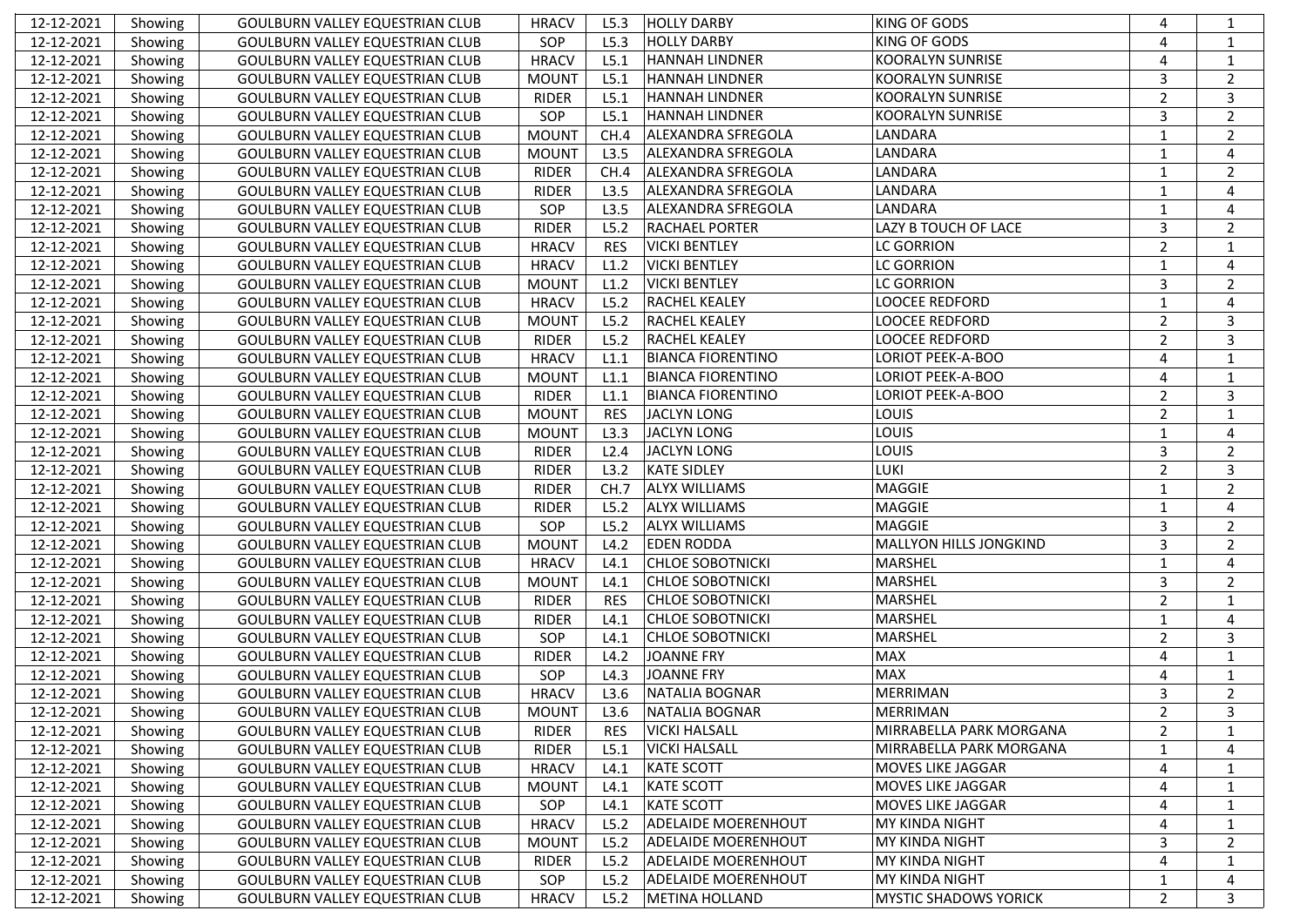| | | | | | | | | |
|---|---|---|---|---|---|---|---|---|
| 12-12-2021 | Showing | GOULBURN VALLEY EQUESTRIAN CLUB | HRACV | L5.3 | HOLLY DARBY | KING OF GODS | 4 | 1 |
| 12-12-2021 | Showing | GOULBURN VALLEY EQUESTRIAN CLUB | SOP | L5.3 | HOLLY DARBY | KING OF GODS | 4 | 1 |
| 12-12-2021 | Showing | GOULBURN VALLEY EQUESTRIAN CLUB | HRACV | L5.1 | HANNAH LINDNER | KOORALYN SUNRISE | 4 | 1 |
| 12-12-2021 | Showing | GOULBURN VALLEY EQUESTRIAN CLUB | MOUNT | L5.1 | HANNAH LINDNER | KOORALYN SUNRISE | 3 | 2 |
| 12-12-2021 | Showing | GOULBURN VALLEY EQUESTRIAN CLUB | RIDER | L5.1 | HANNAH LINDNER | KOORALYN SUNRISE | 2 | 3 |
| 12-12-2021 | Showing | GOULBURN VALLEY EQUESTRIAN CLUB | SOP | L5.1 | HANNAH LINDNER | KOORALYN SUNRISE | 3 | 2 |
| 12-12-2021 | Showing | GOULBURN VALLEY EQUESTRIAN CLUB | MOUNT | CH.4 | ALEXANDRA SFREGOLA | LANDARA | 1 | 2 |
| 12-12-2021 | Showing | GOULBURN VALLEY EQUESTRIAN CLUB | MOUNT | L3.5 | ALEXANDRA SFREGOLA | LANDARA | 1 | 4 |
| 12-12-2021 | Showing | GOULBURN VALLEY EQUESTRIAN CLUB | RIDER | CH.4 | ALEXANDRA SFREGOLA | LANDARA | 1 | 2 |
| 12-12-2021 | Showing | GOULBURN VALLEY EQUESTRIAN CLUB | RIDER | L3.5 | ALEXANDRA SFREGOLA | LANDARA | 1 | 4 |
| 12-12-2021 | Showing | GOULBURN VALLEY EQUESTRIAN CLUB | SOP | L3.5 | ALEXANDRA SFREGOLA | LANDARA | 1 | 4 |
| 12-12-2021 | Showing | GOULBURN VALLEY EQUESTRIAN CLUB | RIDER | L5.2 | RACHAEL PORTER | LAZY B TOUCH OF LACE | 3 | 2 |
| 12-12-2021 | Showing | GOULBURN VALLEY EQUESTRIAN CLUB | HRACV | RES | VICKI BENTLEY | LC GORRION | 2 | 1 |
| 12-12-2021 | Showing | GOULBURN VALLEY EQUESTRIAN CLUB | HRACV | L1.2 | VICKI BENTLEY | LC GORRION | 1 | 4 |
| 12-12-2021 | Showing | GOULBURN VALLEY EQUESTRIAN CLUB | MOUNT | L1.2 | VICKI BENTLEY | LC GORRION | 3 | 2 |
| 12-12-2021 | Showing | GOULBURN VALLEY EQUESTRIAN CLUB | HRACV | L5.2 | RACHEL KEALEY | LOOCEE REDFORD | 1 | 4 |
| 12-12-2021 | Showing | GOULBURN VALLEY EQUESTRIAN CLUB | MOUNT | L5.2 | RACHEL KEALEY | LOOCEE REDFORD | 2 | 3 |
| 12-12-2021 | Showing | GOULBURN VALLEY EQUESTRIAN CLUB | RIDER | L5.2 | RACHEL KEALEY | LOOCEE REDFORD | 2 | 3 |
| 12-12-2021 | Showing | GOULBURN VALLEY EQUESTRIAN CLUB | HRACV | L1.1 | BIANCA FIORENTINO | LORIOT PEEK-A-BOO | 4 | 1 |
| 12-12-2021 | Showing | GOULBURN VALLEY EQUESTRIAN CLUB | MOUNT | L1.1 | BIANCA FIORENTINO | LORIOT PEEK-A-BOO | 4 | 1 |
| 12-12-2021 | Showing | GOULBURN VALLEY EQUESTRIAN CLUB | RIDER | L1.1 | BIANCA FIORENTINO | LORIOT PEEK-A-BOO | 2 | 3 |
| 12-12-2021 | Showing | GOULBURN VALLEY EQUESTRIAN CLUB | MOUNT | RES | JACLYN LONG | LOUIS | 2 | 1 |
| 12-12-2021 | Showing | GOULBURN VALLEY EQUESTRIAN CLUB | MOUNT | L3.3 | JACLYN LONG | LOUIS | 1 | 4 |
| 12-12-2021 | Showing | GOULBURN VALLEY EQUESTRIAN CLUB | RIDER | L2.4 | JACLYN LONG | LOUIS | 3 | 2 |
| 12-12-2021 | Showing | GOULBURN VALLEY EQUESTRIAN CLUB | RIDER | L3.2 | KATE SIDLEY | LUKI | 2 | 3 |
| 12-12-2021 | Showing | GOULBURN VALLEY EQUESTRIAN CLUB | RIDER | CH.7 | ALYX WILLIAMS | MAGGIE | 1 | 2 |
| 12-12-2021 | Showing | GOULBURN VALLEY EQUESTRIAN CLUB | RIDER | L5.2 | ALYX WILLIAMS | MAGGIE | 1 | 4 |
| 12-12-2021 | Showing | GOULBURN VALLEY EQUESTRIAN CLUB | SOP | L5.2 | ALYX WILLIAMS | MAGGIE | 3 | 2 |
| 12-12-2021 | Showing | GOULBURN VALLEY EQUESTRIAN CLUB | MOUNT | L4.2 | EDEN RODDA | MALLYON HILLS JONGKIND | 3 | 2 |
| 12-12-2021 | Showing | GOULBURN VALLEY EQUESTRIAN CLUB | HRACV | L4.1 | CHLOE SOBOTNICKI | MARSHEL | 1 | 4 |
| 12-12-2021 | Showing | GOULBURN VALLEY EQUESTRIAN CLUB | MOUNT | L4.1 | CHLOE SOBOTNICKI | MARSHEL | 3 | 2 |
| 12-12-2021 | Showing | GOULBURN VALLEY EQUESTRIAN CLUB | RIDER | RES | CHLOE SOBOTNICKI | MARSHEL | 2 | 1 |
| 12-12-2021 | Showing | GOULBURN VALLEY EQUESTRIAN CLUB | RIDER | L4.1 | CHLOE SOBOTNICKI | MARSHEL | 1 | 4 |
| 12-12-2021 | Showing | GOULBURN VALLEY EQUESTRIAN CLUB | SOP | L4.1 | CHLOE SOBOTNICKI | MARSHEL | 2 | 3 |
| 12-12-2021 | Showing | GOULBURN VALLEY EQUESTRIAN CLUB | RIDER | L4.2 | JOANNE FRY | MAX | 4 | 1 |
| 12-12-2021 | Showing | GOULBURN VALLEY EQUESTRIAN CLUB | SOP | L4.3 | JOANNE FRY | MAX | 4 | 1 |
| 12-12-2021 | Showing | GOULBURN VALLEY EQUESTRIAN CLUB | HRACV | L3.6 | NATALIA BOGNAR | MERRIMAN | 3 | 2 |
| 12-12-2021 | Showing | GOULBURN VALLEY EQUESTRIAN CLUB | MOUNT | L3.6 | NATALIA BOGNAR | MERRIMAN | 2 | 3 |
| 12-12-2021 | Showing | GOULBURN VALLEY EQUESTRIAN CLUB | RIDER | RES | VICKI HALSALL | MIRRABELLA PARK MORGANA | 2 | 1 |
| 12-12-2021 | Showing | GOULBURN VALLEY EQUESTRIAN CLUB | RIDER | L5.1 | VICKI HALSALL | MIRRABELLA PARK MORGANA | 1 | 4 |
| 12-12-2021 | Showing | GOULBURN VALLEY EQUESTRIAN CLUB | HRACV | L4.1 | KATE SCOTT | MOVES LIKE JAGGAR | 4 | 1 |
| 12-12-2021 | Showing | GOULBURN VALLEY EQUESTRIAN CLUB | MOUNT | L4.1 | KATE SCOTT | MOVES LIKE JAGGAR | 4 | 1 |
| 12-12-2021 | Showing | GOULBURN VALLEY EQUESTRIAN CLUB | SOP | L4.1 | KATE SCOTT | MOVES LIKE JAGGAR | 4 | 1 |
| 12-12-2021 | Showing | GOULBURN VALLEY EQUESTRIAN CLUB | HRACV | L5.2 | ADELAIDE MOERENHOUT | MY KINDA NIGHT | 4 | 1 |
| 12-12-2021 | Showing | GOULBURN VALLEY EQUESTRIAN CLUB | MOUNT | L5.2 | ADELAIDE MOERENHOUT | MY KINDA NIGHT | 3 | 2 |
| 12-12-2021 | Showing | GOULBURN VALLEY EQUESTRIAN CLUB | RIDER | L5.2 | ADELAIDE MOERENHOUT | MY KINDA NIGHT | 4 | 1 |
| 12-12-2021 | Showing | GOULBURN VALLEY EQUESTRIAN CLUB | SOP | L5.2 | ADELAIDE MOERENHOUT | MY KINDA NIGHT | 1 | 4 |
| 12-12-2021 | Showing | GOULBURN VALLEY EQUESTRIAN CLUB | HRACV | L5.2 | METINA HOLLAND | MYSTIC SHADOWS YORICK | 2 | 3 |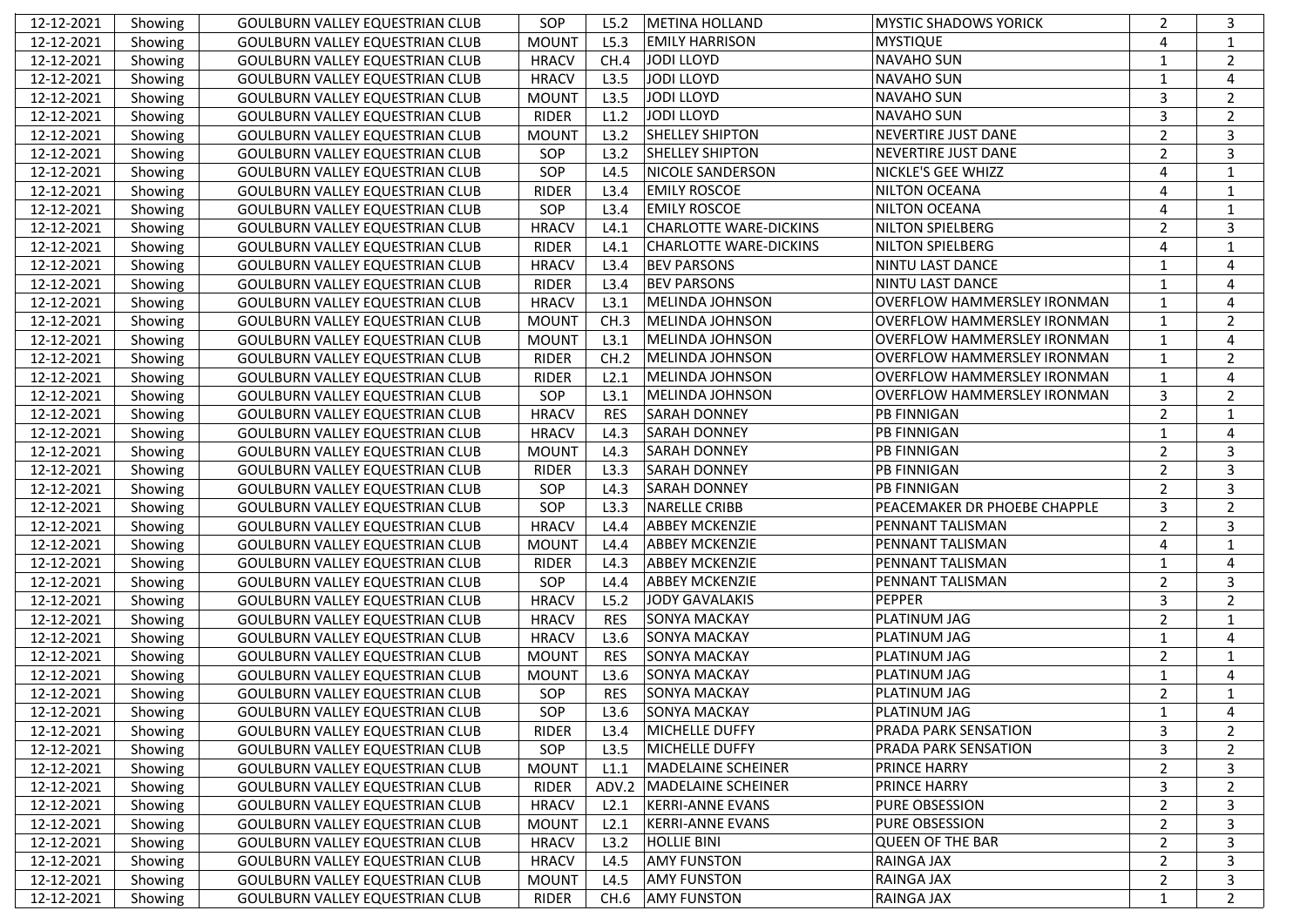| | | | | | | | | |
|---|---|---|---|---|---|---|---|---|
| 12-12-2021 | Showing | GOULBURN VALLEY EQUESTRIAN CLUB | SOP | L5.2 | METINA HOLLAND | MYSTIC SHADOWS YORICK | 2 | 3 |
| 12-12-2021 | Showing | GOULBURN VALLEY EQUESTRIAN CLUB | MOUNT | L5.3 | EMILY HARRISON | MYSTIQUE | 4 | 1 |
| 12-12-2021 | Showing | GOULBURN VALLEY EQUESTRIAN CLUB | HRACV | CH.4 | JODI LLOYD | NAVAHO SUN | 1 | 2 |
| 12-12-2021 | Showing | GOULBURN VALLEY EQUESTRIAN CLUB | HRACV | L3.5 | JODI LLOYD | NAVAHO SUN | 1 | 4 |
| 12-12-2021 | Showing | GOULBURN VALLEY EQUESTRIAN CLUB | MOUNT | L3.5 | JODI LLOYD | NAVAHO SUN | 3 | 2 |
| 12-12-2021 | Showing | GOULBURN VALLEY EQUESTRIAN CLUB | RIDER | L1.2 | JODI LLOYD | NAVAHO SUN | 3 | 2 |
| 12-12-2021 | Showing | GOULBURN VALLEY EQUESTRIAN CLUB | MOUNT | L3.2 | SHELLEY SHIPTON | NEVERTIRE JUST DANE | 2 | 3 |
| 12-12-2021 | Showing | GOULBURN VALLEY EQUESTRIAN CLUB | SOP | L3.2 | SHELLEY SHIPTON | NEVERTIRE JUST DANE | 2 | 3 |
| 12-12-2021 | Showing | GOULBURN VALLEY EQUESTRIAN CLUB | SOP | L4.5 | NICOLE SANDERSON | NICKLE'S GEE WHIZZ | 4 | 1 |
| 12-12-2021 | Showing | GOULBURN VALLEY EQUESTRIAN CLUB | RIDER | L3.4 | EMILY ROSCOE | NILTON OCEANA | 4 | 1 |
| 12-12-2021 | Showing | GOULBURN VALLEY EQUESTRIAN CLUB | SOP | L3.4 | EMILY ROSCOE | NILTON OCEANA | 4 | 1 |
| 12-12-2021 | Showing | GOULBURN VALLEY EQUESTRIAN CLUB | HRACV | L4.1 | CHARLOTTE WARE-DICKINS | NILTON SPIELBERG | 2 | 3 |
| 12-12-2021 | Showing | GOULBURN VALLEY EQUESTRIAN CLUB | RIDER | L4.1 | CHARLOTTE WARE-DICKINS | NILTON SPIELBERG | 4 | 1 |
| 12-12-2021 | Showing | GOULBURN VALLEY EQUESTRIAN CLUB | HRACV | L3.4 | BEV PARSONS | NINTU LAST DANCE | 1 | 4 |
| 12-12-2021 | Showing | GOULBURN VALLEY EQUESTRIAN CLUB | RIDER | L3.4 | BEV PARSONS | NINTU LAST DANCE | 1 | 4 |
| 12-12-2021 | Showing | GOULBURN VALLEY EQUESTRIAN CLUB | HRACV | L3.1 | MELINDA JOHNSON | OVERFLOW HAMMERSLEY IRONMAN | 1 | 4 |
| 12-12-2021 | Showing | GOULBURN VALLEY EQUESTRIAN CLUB | MOUNT | CH.3 | MELINDA JOHNSON | OVERFLOW HAMMERSLEY IRONMAN | 1 | 2 |
| 12-12-2021 | Showing | GOULBURN VALLEY EQUESTRIAN CLUB | MOUNT | L3.1 | MELINDA JOHNSON | OVERFLOW HAMMERSLEY IRONMAN | 1 | 4 |
| 12-12-2021 | Showing | GOULBURN VALLEY EQUESTRIAN CLUB | RIDER | CH.2 | MELINDA JOHNSON | OVERFLOW HAMMERSLEY IRONMAN | 1 | 2 |
| 12-12-2021 | Showing | GOULBURN VALLEY EQUESTRIAN CLUB | RIDER | L2.1 | MELINDA JOHNSON | OVERFLOW HAMMERSLEY IRONMAN | 1 | 4 |
| 12-12-2021 | Showing | GOULBURN VALLEY EQUESTRIAN CLUB | SOP | L3.1 | MELINDA JOHNSON | OVERFLOW HAMMERSLEY IRONMAN | 3 | 2 |
| 12-12-2021 | Showing | GOULBURN VALLEY EQUESTRIAN CLUB | HRACV | RES | SARAH DONNEY | PB FINNIGAN | 2 | 1 |
| 12-12-2021 | Showing | GOULBURN VALLEY EQUESTRIAN CLUB | HRACV | L4.3 | SARAH DONNEY | PB FINNIGAN | 1 | 4 |
| 12-12-2021 | Showing | GOULBURN VALLEY EQUESTRIAN CLUB | MOUNT | L4.3 | SARAH DONNEY | PB FINNIGAN | 2 | 3 |
| 12-12-2021 | Showing | GOULBURN VALLEY EQUESTRIAN CLUB | RIDER | L3.3 | SARAH DONNEY | PB FINNIGAN | 2 | 3 |
| 12-12-2021 | Showing | GOULBURN VALLEY EQUESTRIAN CLUB | SOP | L4.3 | SARAH DONNEY | PB FINNIGAN | 2 | 3 |
| 12-12-2021 | Showing | GOULBURN VALLEY EQUESTRIAN CLUB | SOP | L3.3 | NARELLE CRIBB | PEACEMAKER DR PHOEBE CHAPPLE | 3 | 2 |
| 12-12-2021 | Showing | GOULBURN VALLEY EQUESTRIAN CLUB | HRACV | L4.4 | ABBEY MCKENZIE | PENNANT TALISMAN | 2 | 3 |
| 12-12-2021 | Showing | GOULBURN VALLEY EQUESTRIAN CLUB | MOUNT | L4.4 | ABBEY MCKENZIE | PENNANT TALISMAN | 4 | 1 |
| 12-12-2021 | Showing | GOULBURN VALLEY EQUESTRIAN CLUB | RIDER | L4.3 | ABBEY MCKENZIE | PENNANT TALISMAN | 1 | 4 |
| 12-12-2021 | Showing | GOULBURN VALLEY EQUESTRIAN CLUB | SOP | L4.4 | ABBEY MCKENZIE | PENNANT TALISMAN | 2 | 3 |
| 12-12-2021 | Showing | GOULBURN VALLEY EQUESTRIAN CLUB | HRACV | L5.2 | JODY GAVALAKIS | PEPPER | 3 | 2 |
| 12-12-2021 | Showing | GOULBURN VALLEY EQUESTRIAN CLUB | HRACV | RES | SONYA MACKAY | PLATINUM JAG | 2 | 1 |
| 12-12-2021 | Showing | GOULBURN VALLEY EQUESTRIAN CLUB | HRACV | L3.6 | SONYA MACKAY | PLATINUM JAG | 1 | 4 |
| 12-12-2021 | Showing | GOULBURN VALLEY EQUESTRIAN CLUB | MOUNT | RES | SONYA MACKAY | PLATINUM JAG | 2 | 1 |
| 12-12-2021 | Showing | GOULBURN VALLEY EQUESTRIAN CLUB | MOUNT | L3.6 | SONYA MACKAY | PLATINUM JAG | 1 | 4 |
| 12-12-2021 | Showing | GOULBURN VALLEY EQUESTRIAN CLUB | SOP | RES | SONYA MACKAY | PLATINUM JAG | 2 | 1 |
| 12-12-2021 | Showing | GOULBURN VALLEY EQUESTRIAN CLUB | SOP | L3.6 | SONYA MACKAY | PLATINUM JAG | 1 | 4 |
| 12-12-2021 | Showing | GOULBURN VALLEY EQUESTRIAN CLUB | RIDER | L3.4 | MICHELLE DUFFY | PRADA PARK SENSATION | 3 | 2 |
| 12-12-2021 | Showing | GOULBURN VALLEY EQUESTRIAN CLUB | SOP | L3.5 | MICHELLE DUFFY | PRADA PARK SENSATION | 3 | 2 |
| 12-12-2021 | Showing | GOULBURN VALLEY EQUESTRIAN CLUB | MOUNT | L1.1 | MADELAINE SCHEINER | PRINCE HARRY | 2 | 3 |
| 12-12-2021 | Showing | GOULBURN VALLEY EQUESTRIAN CLUB | RIDER | ADV.2 | MADELAINE SCHEINER | PRINCE HARRY | 3 | 2 |
| 12-12-2021 | Showing | GOULBURN VALLEY EQUESTRIAN CLUB | HRACV | L2.1 | KERRI-ANNE EVANS | PURE OBSESSION | 2 | 3 |
| 12-12-2021 | Showing | GOULBURN VALLEY EQUESTRIAN CLUB | MOUNT | L2.1 | KERRI-ANNE EVANS | PURE OBSESSION | 2 | 3 |
| 12-12-2021 | Showing | GOULBURN VALLEY EQUESTRIAN CLUB | HRACV | L3.2 | HOLLIE BINI | QUEEN OF THE BAR | 2 | 3 |
| 12-12-2021 | Showing | GOULBURN VALLEY EQUESTRIAN CLUB | HRACV | L4.5 | AMY FUNSTON | RAINGA JAX | 2 | 3 |
| 12-12-2021 | Showing | GOULBURN VALLEY EQUESTRIAN CLUB | MOUNT | L4.5 | AMY FUNSTON | RAINGA JAX | 2 | 3 |
| 12-12-2021 | Showing | GOULBURN VALLEY EQUESTRIAN CLUB | RIDER | CH.6 | AMY FUNSTON | RAINGA JAX | 1 | 2 |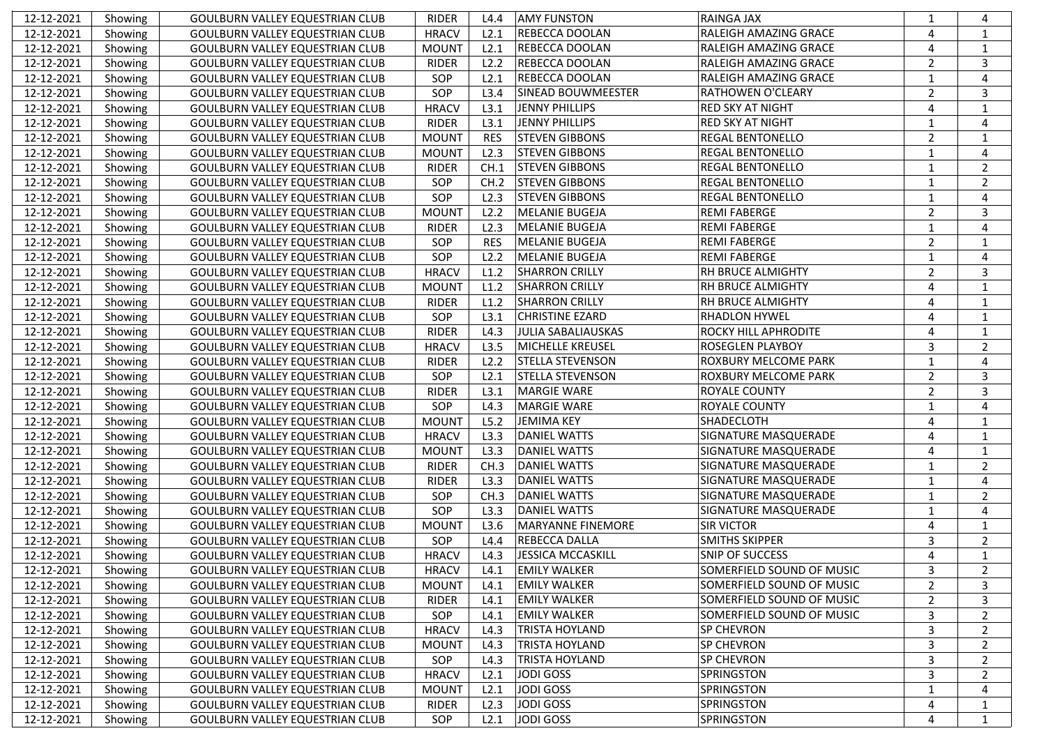| 12-12-2021 | Showing | GOULBURN VALLEY EQUESTRIAN CLUB | RIDER | L4.4 | AMY FUNSTON | RAINGA JAX | 1 | 4 |
|---|---|---|---|---|---|---|---|---|
| 12-12-2021 | Showing | GOULBURN VALLEY EQUESTRIAN CLUB | HRACV | L2.1 | REBECCA DOOLAN | RALEIGH AMAZING GRACE | 4 | 1 |
| 12-12-2021 | Showing | GOULBURN VALLEY EQUESTRIAN CLUB | MOUNT | L2.1 | REBECCA DOOLAN | RALEIGH AMAZING GRACE | 4 | 1 |
| 12-12-2021 | Showing | GOULBURN VALLEY EQUESTRIAN CLUB | RIDER | L2.2 | REBECCA DOOLAN | RALEIGH AMAZING GRACE | 2 | 3 |
| 12-12-2021 | Showing | GOULBURN VALLEY EQUESTRIAN CLUB | SOP | L2.1 | REBECCA DOOLAN | RALEIGH AMAZING GRACE | 1 | 4 |
| 12-12-2021 | Showing | GOULBURN VALLEY EQUESTRIAN CLUB | SOP | L3.4 | SINEAD BOUWMEESTER | RATHOWEN O'CLEARY | 2 | 3 |
| 12-12-2021 | Showing | GOULBURN VALLEY EQUESTRIAN CLUB | HRACV | L3.1 | JENNY PHILLIPS | RED SKY AT NIGHT | 4 | 1 |
| 12-12-2021 | Showing | GOULBURN VALLEY EQUESTRIAN CLUB | RIDER | L3.1 | JENNY PHILLIPS | RED SKY AT NIGHT | 1 | 4 |
| 12-12-2021 | Showing | GOULBURN VALLEY EQUESTRIAN CLUB | MOUNT | RES | STEVEN GIBBONS | REGAL BENTONELLO | 2 | 1 |
| 12-12-2021 | Showing | GOULBURN VALLEY EQUESTRIAN CLUB | MOUNT | L2.3 | STEVEN GIBBONS | REGAL BENTONELLO | 1 | 4 |
| 12-12-2021 | Showing | GOULBURN VALLEY EQUESTRIAN CLUB | RIDER | CH.1 | STEVEN GIBBONS | REGAL BENTONELLO | 1 | 2 |
| 12-12-2021 | Showing | GOULBURN VALLEY EQUESTRIAN CLUB | SOP | CH.2 | STEVEN GIBBONS | REGAL BENTONELLO | 1 | 2 |
| 12-12-2021 | Showing | GOULBURN VALLEY EQUESTRIAN CLUB | SOP | L2.3 | STEVEN GIBBONS | REGAL BENTONELLO | 1 | 4 |
| 12-12-2021 | Showing | GOULBURN VALLEY EQUESTRIAN CLUB | MOUNT | L2.2 | MELANIE BUGEJA | REMI FABERGE | 2 | 3 |
| 12-12-2021 | Showing | GOULBURN VALLEY EQUESTRIAN CLUB | RIDER | L2.3 | MELANIE BUGEJA | REMI FABERGE | 1 | 4 |
| 12-12-2021 | Showing | GOULBURN VALLEY EQUESTRIAN CLUB | SOP | RES | MELANIE BUGEJA | REMI FABERGE | 2 | 1 |
| 12-12-2021 | Showing | GOULBURN VALLEY EQUESTRIAN CLUB | SOP | L2.2 | MELANIE BUGEJA | REMI FABERGE | 1 | 4 |
| 12-12-2021 | Showing | GOULBURN VALLEY EQUESTRIAN CLUB | HRACV | L1.2 | SHARRON CRILLY | RH BRUCE ALMIGHTY | 2 | 3 |
| 12-12-2021 | Showing | GOULBURN VALLEY EQUESTRIAN CLUB | MOUNT | L1.2 | SHARRON CRILLY | RH BRUCE ALMIGHTY | 4 | 1 |
| 12-12-2021 | Showing | GOULBURN VALLEY EQUESTRIAN CLUB | RIDER | L1.2 | SHARRON CRILLY | RH BRUCE ALMIGHTY | 4 | 1 |
| 12-12-2021 | Showing | GOULBURN VALLEY EQUESTRIAN CLUB | SOP | L3.1 | CHRISTINE EZARD | RHADLON HYWEL | 4 | 1 |
| 12-12-2021 | Showing | GOULBURN VALLEY EQUESTRIAN CLUB | RIDER | L4.3 | JULIA SABALIAUSKAS | ROCKY HILL APHRODITE | 4 | 1 |
| 12-12-2021 | Showing | GOULBURN VALLEY EQUESTRIAN CLUB | HRACV | L3.5 | MICHELLE KREUSEL | ROSEGLEN PLAYBOY | 3 | 2 |
| 12-12-2021 | Showing | GOULBURN VALLEY EQUESTRIAN CLUB | RIDER | L2.2 | STELLA STEVENSON | ROXBURY MELCOME PARK | 1 | 4 |
| 12-12-2021 | Showing | GOULBURN VALLEY EQUESTRIAN CLUB | SOP | L2.1 | STELLA STEVENSON | ROXBURY MELCOME PARK | 2 | 3 |
| 12-12-2021 | Showing | GOULBURN VALLEY EQUESTRIAN CLUB | RIDER | L3.1 | MARGIE WARE | ROYALE COUNTY | 2 | 3 |
| 12-12-2021 | Showing | GOULBURN VALLEY EQUESTRIAN CLUB | SOP | L4.3 | MARGIE WARE | ROYALE COUNTY | 1 | 4 |
| 12-12-2021 | Showing | GOULBURN VALLEY EQUESTRIAN CLUB | MOUNT | L5.2 | JEMIMA KEY | SHADECLOTH | 4 | 1 |
| 12-12-2021 | Showing | GOULBURN VALLEY EQUESTRIAN CLUB | HRACV | L3.3 | DANIEL WATTS | SIGNATURE MASQUERADE | 4 | 1 |
| 12-12-2021 | Showing | GOULBURN VALLEY EQUESTRIAN CLUB | MOUNT | L3.3 | DANIEL WATTS | SIGNATURE MASQUERADE | 4 | 1 |
| 12-12-2021 | Showing | GOULBURN VALLEY EQUESTRIAN CLUB | RIDER | CH.3 | DANIEL WATTS | SIGNATURE MASQUERADE | 1 | 2 |
| 12-12-2021 | Showing | GOULBURN VALLEY EQUESTRIAN CLUB | RIDER | L3.3 | DANIEL WATTS | SIGNATURE MASQUERADE | 1 | 4 |
| 12-12-2021 | Showing | GOULBURN VALLEY EQUESTRIAN CLUB | SOP | CH.3 | DANIEL WATTS | SIGNATURE MASQUERADE | 1 | 2 |
| 12-12-2021 | Showing | GOULBURN VALLEY EQUESTRIAN CLUB | SOP | L3.3 | DANIEL WATTS | SIGNATURE MASQUERADE | 1 | 4 |
| 12-12-2021 | Showing | GOULBURN VALLEY EQUESTRIAN CLUB | MOUNT | L3.6 | MARYANNE FINEMORE | SIR VICTOR | 4 | 1 |
| 12-12-2021 | Showing | GOULBURN VALLEY EQUESTRIAN CLUB | SOP | L4.4 | REBECCA DALLA | SMITHS SKIPPER | 3 | 2 |
| 12-12-2021 | Showing | GOULBURN VALLEY EQUESTRIAN CLUB | HRACV | L4.3 | JESSICA MCCASKILL | SNIP OF SUCCESS | 4 | 1 |
| 12-12-2021 | Showing | GOULBURN VALLEY EQUESTRIAN CLUB | HRACV | L4.1 | EMILY WALKER | SOMERFIELD SOUND OF MUSIC | 3 | 2 |
| 12-12-2021 | Showing | GOULBURN VALLEY EQUESTRIAN CLUB | MOUNT | L4.1 | EMILY WALKER | SOMERFIELD SOUND OF MUSIC | 2 | 3 |
| 12-12-2021 | Showing | GOULBURN VALLEY EQUESTRIAN CLUB | RIDER | L4.1 | EMILY WALKER | SOMERFIELD SOUND OF MUSIC | 2 | 3 |
| 12-12-2021 | Showing | GOULBURN VALLEY EQUESTRIAN CLUB | SOP | L4.1 | EMILY WALKER | SOMERFIELD SOUND OF MUSIC | 3 | 2 |
| 12-12-2021 | Showing | GOULBURN VALLEY EQUESTRIAN CLUB | HRACV | L4.3 | TRISTA HOYLAND | SP CHEVRON | 3 | 2 |
| 12-12-2021 | Showing | GOULBURN VALLEY EQUESTRIAN CLUB | MOUNT | L4.3 | TRISTA HOYLAND | SP CHEVRON | 3 | 2 |
| 12-12-2021 | Showing | GOULBURN VALLEY EQUESTRIAN CLUB | SOP | L4.3 | TRISTA HOYLAND | SP CHEVRON | 3 | 2 |
| 12-12-2021 | Showing | GOULBURN VALLEY EQUESTRIAN CLUB | HRACV | L2.1 | JODI GOSS | SPRINGSTON | 3 | 2 |
| 12-12-2021 | Showing | GOULBURN VALLEY EQUESTRIAN CLUB | MOUNT | L2.1 | JODI GOSS | SPRINGSTON | 1 | 4 |
| 12-12-2021 | Showing | GOULBURN VALLEY EQUESTRIAN CLUB | RIDER | L2.3 | JODI GOSS | SPRINGSTON | 4 | 1 |
| 12-12-2021 | Showing | GOULBURN VALLEY EQUESTRIAN CLUB | SOP | L2.1 | JODI GOSS | SPRINGSTON | 4 | 1 |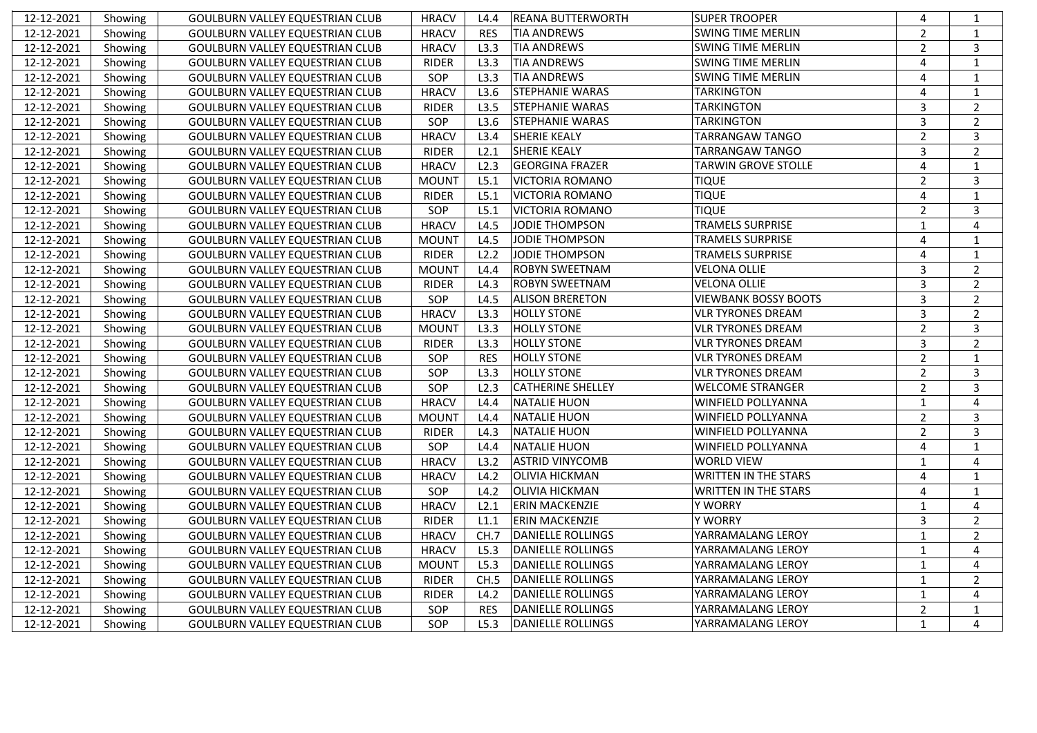| | | | | | | | | |
|---|---|---|---|---|---|---|---|---|
| 12-12-2021 | Showing | GOULBURN VALLEY EQUESTRIAN CLUB | HRACV | L4.4 | REANA BUTTERWORTH | SUPER TROOPER | 4 | 1 |
| 12-12-2021 | Showing | GOULBURN VALLEY EQUESTRIAN CLUB | HRACV | RES | TIA ANDREWS | SWING TIME MERLIN | 2 | 1 |
| 12-12-2021 | Showing | GOULBURN VALLEY EQUESTRIAN CLUB | HRACV | L3.3 | TIA ANDREWS | SWING TIME MERLIN | 2 | 3 |
| 12-12-2021 | Showing | GOULBURN VALLEY EQUESTRIAN CLUB | RIDER | L3.3 | TIA ANDREWS | SWING TIME MERLIN | 4 | 1 |
| 12-12-2021 | Showing | GOULBURN VALLEY EQUESTRIAN CLUB | SOP | L3.3 | TIA ANDREWS | SWING TIME MERLIN | 4 | 1 |
| 12-12-2021 | Showing | GOULBURN VALLEY EQUESTRIAN CLUB | HRACV | L3.6 | STEPHANIE WARAS | TARKINGTON | 4 | 1 |
| 12-12-2021 | Showing | GOULBURN VALLEY EQUESTRIAN CLUB | RIDER | L3.5 | STEPHANIE WARAS | TARKINGTON | 3 | 2 |
| 12-12-2021 | Showing | GOULBURN VALLEY EQUESTRIAN CLUB | SOP | L3.6 | STEPHANIE WARAS | TARKINGTON | 3 | 2 |
| 12-12-2021 | Showing | GOULBURN VALLEY EQUESTRIAN CLUB | HRACV | L3.4 | SHERIE KEALY | TARRANGAW TANGO | 2 | 3 |
| 12-12-2021 | Showing | GOULBURN VALLEY EQUESTRIAN CLUB | RIDER | L2.1 | SHERIE KEALY | TARRANGAW TANGO | 3 | 2 |
| 12-12-2021 | Showing | GOULBURN VALLEY EQUESTRIAN CLUB | HRACV | L2.3 | GEORGINA FRAZER | TARWIN GROVE STOLLE | 4 | 1 |
| 12-12-2021 | Showing | GOULBURN VALLEY EQUESTRIAN CLUB | MOUNT | L5.1 | VICTORIA ROMANO | TIQUE | 2 | 3 |
| 12-12-2021 | Showing | GOULBURN VALLEY EQUESTRIAN CLUB | RIDER | L5.1 | VICTORIA ROMANO | TIQUE | 4 | 1 |
| 12-12-2021 | Showing | GOULBURN VALLEY EQUESTRIAN CLUB | SOP | L5.1 | VICTORIA ROMANO | TIQUE | 2 | 3 |
| 12-12-2021 | Showing | GOULBURN VALLEY EQUESTRIAN CLUB | HRACV | L4.5 | JODIE THOMPSON | TRAMELS SURPRISE | 1 | 4 |
| 12-12-2021 | Showing | GOULBURN VALLEY EQUESTRIAN CLUB | MOUNT | L4.5 | JODIE THOMPSON | TRAMELS SURPRISE | 4 | 1 |
| 12-12-2021 | Showing | GOULBURN VALLEY EQUESTRIAN CLUB | RIDER | L2.2 | JODIE THOMPSON | TRAMELS SURPRISE | 4 | 1 |
| 12-12-2021 | Showing | GOULBURN VALLEY EQUESTRIAN CLUB | MOUNT | L4.4 | ROBYN SWEETNAM | VELONA OLLIE | 3 | 2 |
| 12-12-2021 | Showing | GOULBURN VALLEY EQUESTRIAN CLUB | RIDER | L4.3 | ROBYN SWEETNAM | VELONA OLLIE | 3 | 2 |
| 12-12-2021 | Showing | GOULBURN VALLEY EQUESTRIAN CLUB | SOP | L4.5 | ALISON BRERETON | VIEWBANK BOSSY BOOTS | 3 | 2 |
| 12-12-2021 | Showing | GOULBURN VALLEY EQUESTRIAN CLUB | HRACV | L3.3 | HOLLY STONE | VLR TYRONES DREAM | 3 | 2 |
| 12-12-2021 | Showing | GOULBURN VALLEY EQUESTRIAN CLUB | MOUNT | L3.3 | HOLLY STONE | VLR TYRONES DREAM | 2 | 3 |
| 12-12-2021 | Showing | GOULBURN VALLEY EQUESTRIAN CLUB | RIDER | L3.3 | HOLLY STONE | VLR TYRONES DREAM | 3 | 2 |
| 12-12-2021 | Showing | GOULBURN VALLEY EQUESTRIAN CLUB | SOP | RES | HOLLY STONE | VLR TYRONES DREAM | 2 | 1 |
| 12-12-2021 | Showing | GOULBURN VALLEY EQUESTRIAN CLUB | SOP | L3.3 | HOLLY STONE | VLR TYRONES DREAM | 2 | 3 |
| 12-12-2021 | Showing | GOULBURN VALLEY EQUESTRIAN CLUB | SOP | L2.3 | CATHERINE SHELLEY | WELCOME STRANGER | 2 | 3 |
| 12-12-2021 | Showing | GOULBURN VALLEY EQUESTRIAN CLUB | HRACV | L4.4 | NATALIE HUON | WINFIELD POLLYANNA | 1 | 4 |
| 12-12-2021 | Showing | GOULBURN VALLEY EQUESTRIAN CLUB | MOUNT | L4.4 | NATALIE HUON | WINFIELD POLLYANNA | 2 | 3 |
| 12-12-2021 | Showing | GOULBURN VALLEY EQUESTRIAN CLUB | RIDER | L4.3 | NATALIE HUON | WINFIELD POLLYANNA | 2 | 3 |
| 12-12-2021 | Showing | GOULBURN VALLEY EQUESTRIAN CLUB | SOP | L4.4 | NATALIE HUON | WINFIELD POLLYANNA | 4 | 1 |
| 12-12-2021 | Showing | GOULBURN VALLEY EQUESTRIAN CLUB | HRACV | L3.2 | ASTRID VINYCOMB | WORLD VIEW | 1 | 4 |
| 12-12-2021 | Showing | GOULBURN VALLEY EQUESTRIAN CLUB | HRACV | L4.2 | OLIVIA HICKMAN | WRITTEN IN THE STARS | 4 | 1 |
| 12-12-2021 | Showing | GOULBURN VALLEY EQUESTRIAN CLUB | SOP | L4.2 | OLIVIA HICKMAN | WRITTEN IN THE STARS | 4 | 1 |
| 12-12-2021 | Showing | GOULBURN VALLEY EQUESTRIAN CLUB | HRACV | L2.1 | ERIN MACKENZIE | Y WORRY | 1 | 4 |
| 12-12-2021 | Showing | GOULBURN VALLEY EQUESTRIAN CLUB | RIDER | L1.1 | ERIN MACKENZIE | Y WORRY | 3 | 2 |
| 12-12-2021 | Showing | GOULBURN VALLEY EQUESTRIAN CLUB | HRACV | CH.7 | DANIELLE ROLLINGS | YARRAMALANG LEROY | 1 | 2 |
| 12-12-2021 | Showing | GOULBURN VALLEY EQUESTRIAN CLUB | HRACV | L5.3 | DANIELLE ROLLINGS | YARRAMALANG LEROY | 1 | 4 |
| 12-12-2021 | Showing | GOULBURN VALLEY EQUESTRIAN CLUB | MOUNT | L5.3 | DANIELLE ROLLINGS | YARRAMALANG LEROY | 1 | 4 |
| 12-12-2021 | Showing | GOULBURN VALLEY EQUESTRIAN CLUB | RIDER | CH.5 | DANIELLE ROLLINGS | YARRAMALANG LEROY | 1 | 2 |
| 12-12-2021 | Showing | GOULBURN VALLEY EQUESTRIAN CLUB | RIDER | L4.2 | DANIELLE ROLLINGS | YARRAMALANG LEROY | 1 | 4 |
| 12-12-2021 | Showing | GOULBURN VALLEY EQUESTRIAN CLUB | SOP | RES | DANIELLE ROLLINGS | YARRAMALANG LEROY | 2 | 1 |
| 12-12-2021 | Showing | GOULBURN VALLEY EQUESTRIAN CLUB | SOP | L5.3 | DANIELLE ROLLINGS | YARRAMALANG LEROY | 1 | 4 |